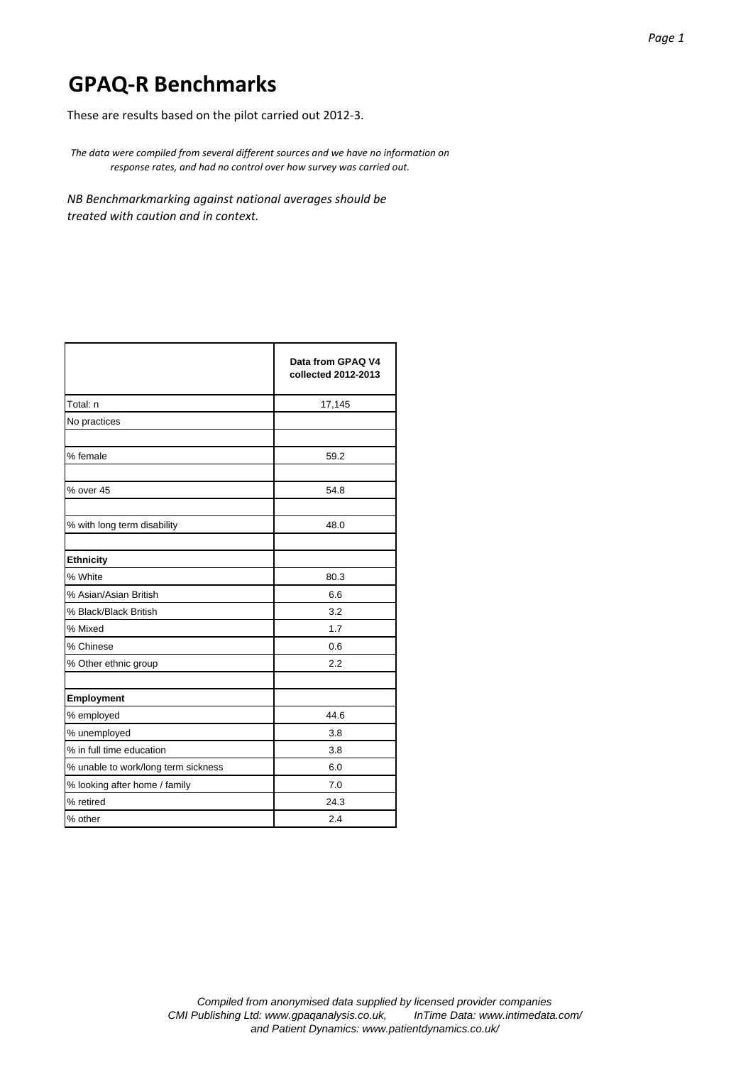# GPAQ-R Benchmarks

These are results based on the pilot carried out 2012-3.

*The data were compiled from several different sources and we have no information on response rates, and had no control over how survey was carried out.*

*NB Benchmarkmarking against national averages should be treated with caution and in context.*

| | Data from GPAQ V4 collected 2012-2013 |
|---|---|
| Total: n | 17,145 |
| No practices | |
| | |
| % female | 59.2 |
| | |
| % over 45 | 54.8 |
| | |
| % with long term disability | 48.0 |
| | |
| **Ethnicity** | |
| % White | 80.3 |
| % Asian/Asian British | 6.6 |
| % Black/Black British | 3.2 |
| % Mixed | 1.7 |
| % Chinese | 0.6 |
| % Other ethnic group | 2.2 |
| | |
| **Employment** | |
| % employed | 44.6 |
| % unemployed | 3.8 |
| % in full time education | 3.8 |
| % unable to work/long term sickness | 6.0 |
| % looking after home / family | 7.0 |
| % retired | 24.3 |
| % other | 2.4 |

*Compiled from anonymised data supplied by licensed provider companies CMI Publishing Ltd: www.gpaqanalysis.co.uk, InTime Data: www.intimedata.com/ and Patient Dynamics: www.patientdynamics.co.uk/*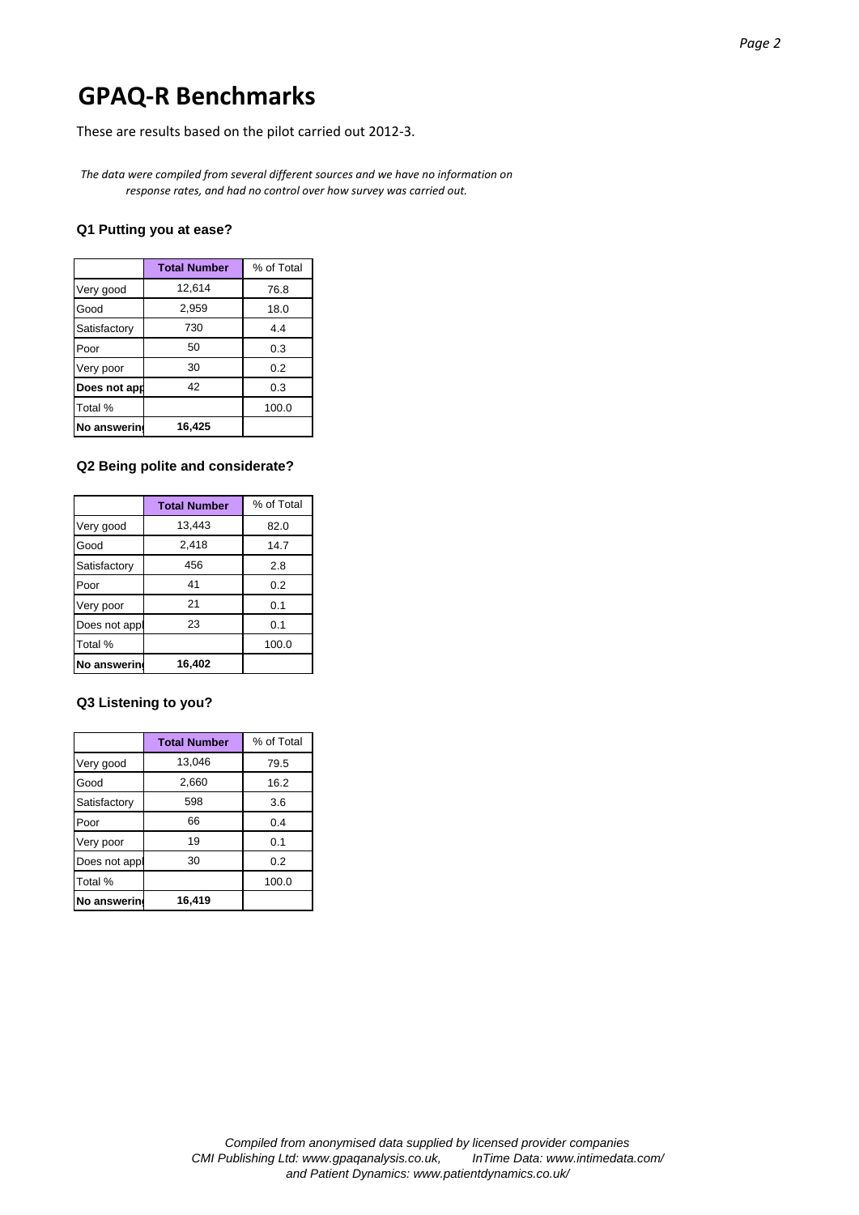# GPAQ-R Benchmarks

These are results based on the pilot carried out 2012-3.

*The data were compiled from several different sources and we have no information on response rates, and had no control over how survey was carried out.*

### Q1 Putting you at ease?

| | Total Number | % of Total |
|---|---|---|
| Very good | 12,614 | 76.8 |
| Good | 2,959 | 18.0 |
| Satisfactory | 730 | 4.4 |
| Poor | 50 | 0.3 |
| Very poor | 30 | 0.2 |
| **Does not app** | 42 | 0.3 |
| Total % | | 100.0 |
| **No answerin** | **16,425** | |

### Q2 Being polite and considerate?

| | Total Number | % of Total |
|---|---|---|
| Very good | 13,443 | 82.0 |
| Good | 2,418 | 14.7 |
| Satisfactory | 456 | 2.8 |
| Poor | 41 | 0.2 |
| Very poor | 21 | 0.1 |
| Does not appl | 23 | 0.1 |
| Total % | | 100.0 |
| **No answerin** | **16,402** | |

### Q3 Listening to you?

| | Total Number | % of Total |
|---|---|---|
| Very good | 13,046 | 79.5 |
| Good | 2,660 | 16.2 |
| Satisfactory | 598 | 3.6 |
| Poor | 66 | 0.4 |
| Very poor | 19 | 0.1 |
| Does not appl | 30 | 0.2 |
| Total % | | 100.0 |
| **No answerin** | **16,419** | |

*Compiled from anonymised data supplied by licensed provider companies CMI Publishing Ltd: www.gpaqanalysis.co.uk, InTime Data: www.intimedata.com/ and Patient Dynamics: www.patientdynamics.co.uk/*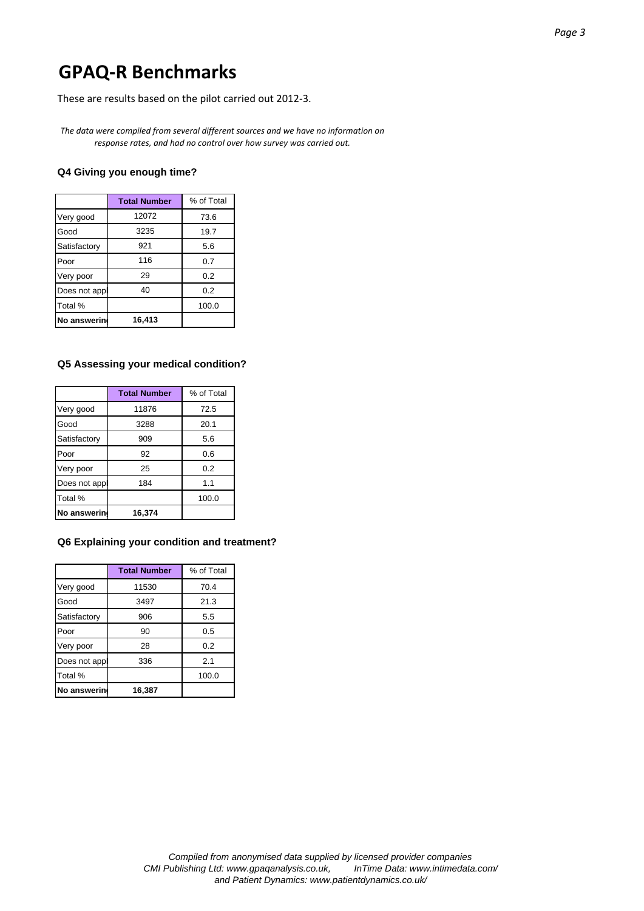# GPAQ-R Benchmarks

These are results based on the pilot carried out 2012-3.

*The data were compiled from several different sources and we have no information on response rates, and had no control over how survey was carried out.*

### Q4 Giving you enough time?

| | Total Number | % of Total |
|---|---|---|
| Very good | 12072 | 73.6 |
| Good | 3235 | 19.7 |
| Satisfactory | 921 | 5.6 |
| Poor | 116 | 0.7 |
| Very poor | 29 | 0.2 |
| Does not appl | 40 | 0.2 |
| Total % | | 100.0 |
| **No answerin** | **16,413** | |

### Q5 Assessing your medical condition?

| | Total Number | % of Total |
|---|---|---|
| Very good | 11876 | 72.5 |
| Good | 3288 | 20.1 |
| Satisfactory | 909 | 5.6 |
| Poor | 92 | 0.6 |
| Very poor | 25 | 0.2 |
| Does not appl | 184 | 1.1 |
| Total % | | 100.0 |
| **No answerin** | **16,374** | |

### Q6 Explaining your condition and treatment?

| | Total Number | % of Total |
|---|---|---|
| Very good | 11530 | 70.4 |
| Good | 3497 | 21.3 |
| Satisfactory | 906 | 5.5 |
| Poor | 90 | 0.5 |
| Very poor | 28 | 0.2 |
| Does not appl | 336 | 2.1 |
| Total % | | 100.0 |
| **No answerin** | **16,387** | |

*Compiled from anonymised data supplied by licensed provider companies CMI Publishing Ltd: www.gpaqanalysis.co.uk, InTime Data: www.intimedata.com/ and Patient Dynamics: www.patientdynamics.co.uk/*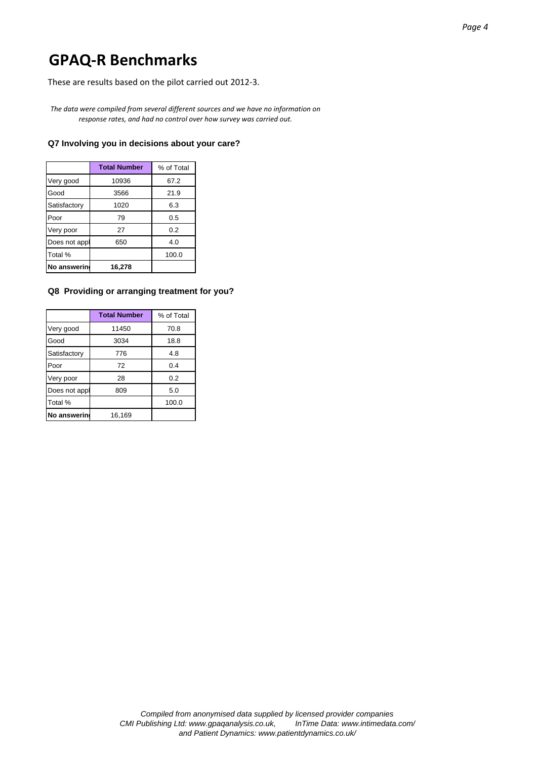# GPAQ-R Benchmarks

These are results based on the pilot carried out 2012-3.

*The data were compiled from several different sources and we have no information on response rates, and had no control over how survey was carried out.*

### Q7 Involving you in decisions about your care?

| | **Total Number** | % of Total |
|---|---|---|
| Very good | 10936 | 67.2 |
| Good | 3566 | 21.9 |
| Satisfactory | 1020 | 6.3 |
| Poor | 79 | 0.5 |
| Very poor | 27 | 0.2 |
| Does not appl | 650 | 4.0 |
| Total % | | 100.0 |
| **No answering** | **16,278** | |

### Q8 Providing or arranging treatment for you?

| | **Total Number** | % of Total |
|---|---|---|
| Very good | 11450 | 70.8 |
| Good | 3034 | 18.8 |
| Satisfactory | 776 | 4.8 |
| Poor | 72 | 0.4 |
| Very poor | 28 | 0.2 |
| Does not appl | 809 | 5.0 |
| Total % | | 100.0 |
| **No answering** | 16,169 | |

*Compiled from anonymised data supplied by licensed provider companies*
*CMI Publishing Ltd: www.gpaqanalysis.co.uk, InTime Data: www.intimedata.com/*
*and Patient Dynamics: www.patientdynamics.co.uk/*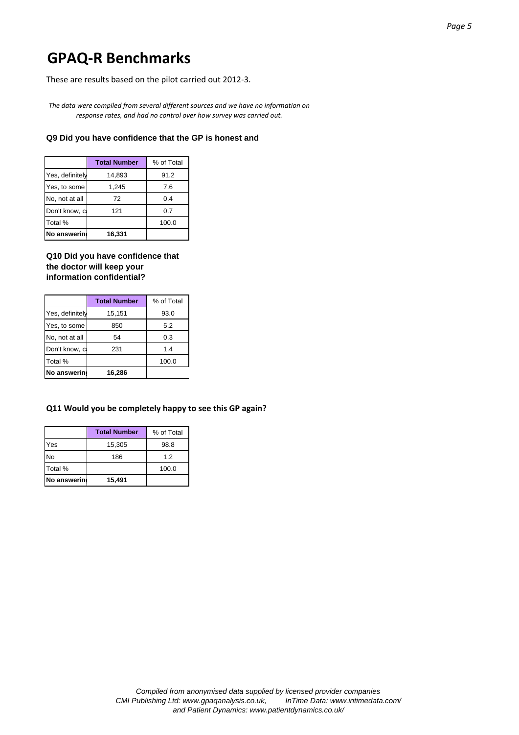# GPAQ-R Benchmarks

These are results based on the pilot carried out 2012-3.

*The data were compiled from several different sources and we have no information on response rates, and had no control over how survey was carried out.*

### Q9 Did you have confidence that the GP is honest and

| | Total Number | % of Total |
|---|---|---|
| Yes, definitely | 14,893 | 91.2 |
| Yes, to some | 1,245 | 7.6 |
| No, not at all | 72 | 0.4 |
| Don't know, ca | 121 | 0.7 |
| Total % | | 100.0 |
| **No answering** | **16,331** | |

### Q10 Did you have confidence that the doctor will keep your information confidential?

| | Total Number | % of Total |
|---|---|---|
| Yes, definitely | 15,151 | 93.0 |
| Yes, to some | 850 | 5.2 |
| No, not at all | 54 | 0.3 |
| Don't know, ca | 231 | 1.4 |
| Total % | | 100.0 |
| **No answering** | **16,286** | |

### Q11 Would you be completely happy to see this GP again?

| | Total Number | % of Total |
|---|---|---|
| Yes | 15,305 | 98.8 |
| No | 186 | 1.2 |
| Total % | | 100.0 |
| **No answering** | **15,491** | |

*Compiled from anonymised data supplied by licensed provider companies*
*CMI Publishing Ltd: www.gpaqanalysis.co.uk, InTime Data: www.intimedata.com/*
*and Patient Dynamics: www.patientdynamics.co.uk/*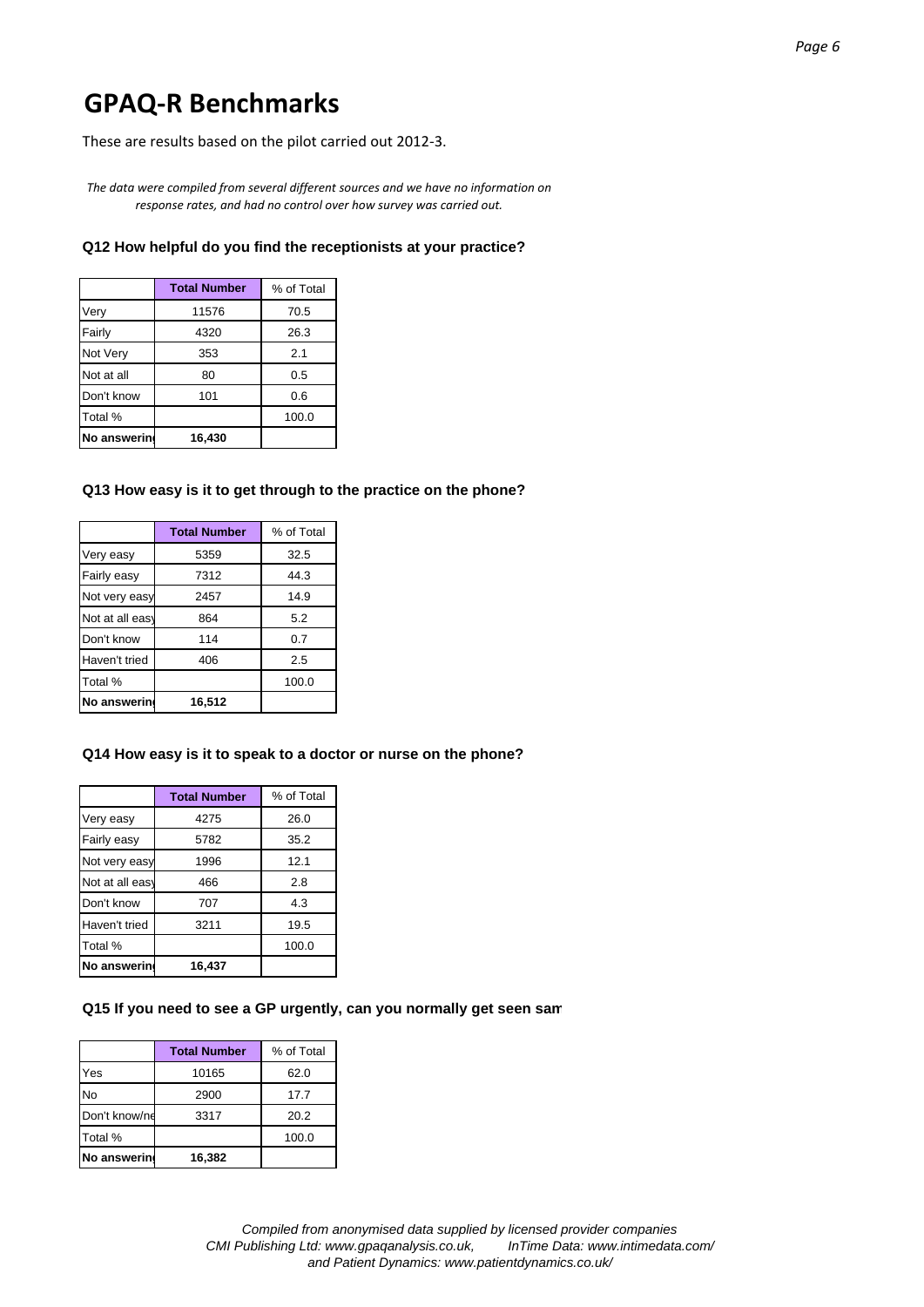# GPAQ-R Benchmarks

These are results based on the pilot carried out 2012-3.

*The data were compiled from several different sources and we have no information on response rates, and had no control over how survey was carried out.*

**Q12 How helpful do you find the receptionists at your practice?**

| | Total Number | % of Total |
|---|---|---|
| Very | 11576 | 70.5 |
| Fairly | 4320 | 26.3 |
| Not Very | 353 | 2.1 |
| Not at all | 80 | 0.5 |
| Don't know | 101 | 0.6 |
| Total % | | 100.0 |
| **No answerin** | **16,430** | |

**Q13 How easy is it to get through to the practice on the phone?**

| | Total Number | % of Total |
|---|---|---|
| Very easy | 5359 | 32.5 |
| Fairly easy | 7312 | 44.3 |
| Not very easy | 2457 | 14.9 |
| Not at all easy | 864 | 5.2 |
| Don't know | 114 | 0.7 |
| Haven't tried | 406 | 2.5 |
| Total % | | 100.0 |
| **No answerin** | **16,512** | |

**Q14 How easy is it to speak to a doctor or nurse on the phone?**

| | Total Number | % of Total |
|---|---|---|
| Very easy | 4275 | 26.0 |
| Fairly easy | 5782 | 35.2 |
| Not very easy | 1996 | 12.1 |
| Not at all easy | 466 | 2.8 |
| Don't know | 707 | 4.3 |
| Haven't tried | 3211 | 19.5 |
| Total % | | 100.0 |
| **No answerin** | **16,437** | |

**Q15 If you need to see a GP urgently, can you normally get seen sam**

| | Total Number | % of Total |
|---|---|---|
| Yes | 10165 | 62.0 |
| No | 2900 | 17.7 |
| Don't know/ne | 3317 | 20.2 |
| Total % | | 100.0 |
| **No answerin** | **16,382** | |

*Compiled from anonymised data supplied by licensed provider companies*
*CMI Publishing Ltd: www.gpaqanalysis.co.uk, InTime Data: www.intimedata.com/*
*and Patient Dynamics: www.patientdynamics.co.uk/*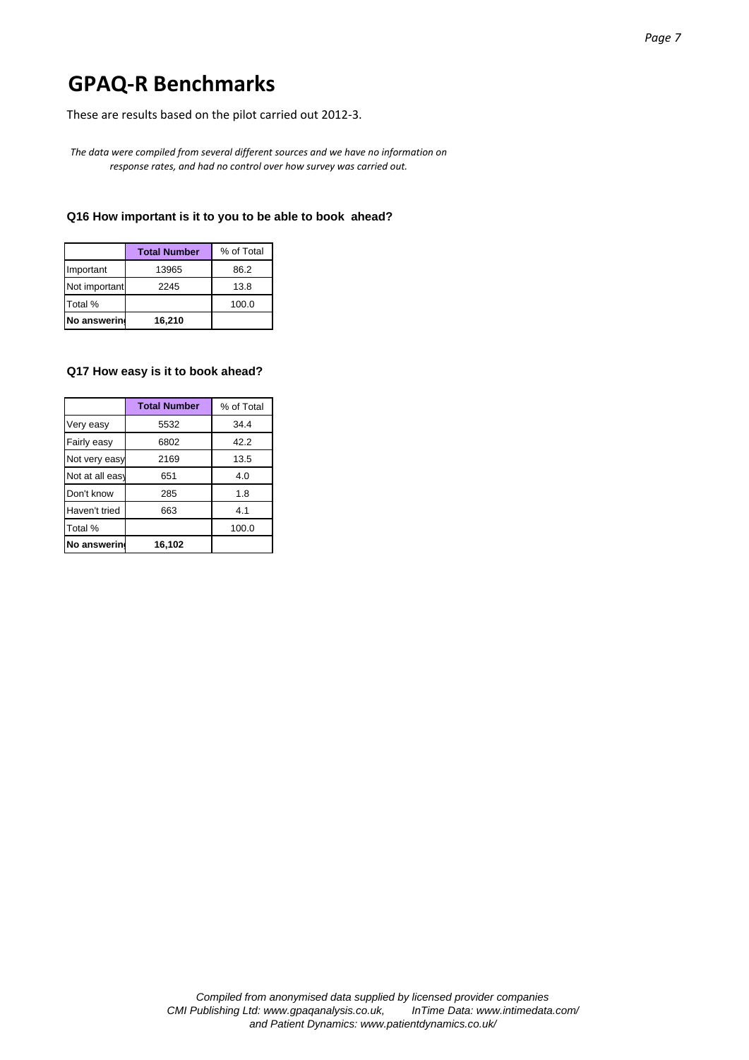# GPAQ-R Benchmarks

These are results based on the pilot carried out 2012-3.

*The data were compiled from several different sources and we have no information on response rates, and had no control over how survey was carried out.*

### Q16 How important is it to you to be able to book ahead?

| | **Total Number** | % of Total |
|---|---|---|
| Important | 13965 | 86.2 |
| Not important | 2245 | 13.8 |
| Total % | | 100.0 |
| **No answering** | **16,210** | |

### Q17 How easy is it to book ahead?

| | **Total Number** | % of Total |
|---|---|---|
| Very easy | 5532 | 34.4 |
| Fairly easy | 6802 | 42.2 |
| Not very easy | 2169 | 13.5 |
| Not at all easy | 651 | 4.0 |
| Don't know | 285 | 1.8 |
| Haven't tried | 663 | 4.1 |
| Total % | | 100.0 |
| **No answering** | **16,102** | |

*Compiled from anonymised data supplied by licensed provider companies*
*CMI Publishing Ltd: www.gpaqanalysis.co.uk, InTime Data: www.intimedata.com/*
*and Patient Dynamics: www.patientdynamics.co.uk/*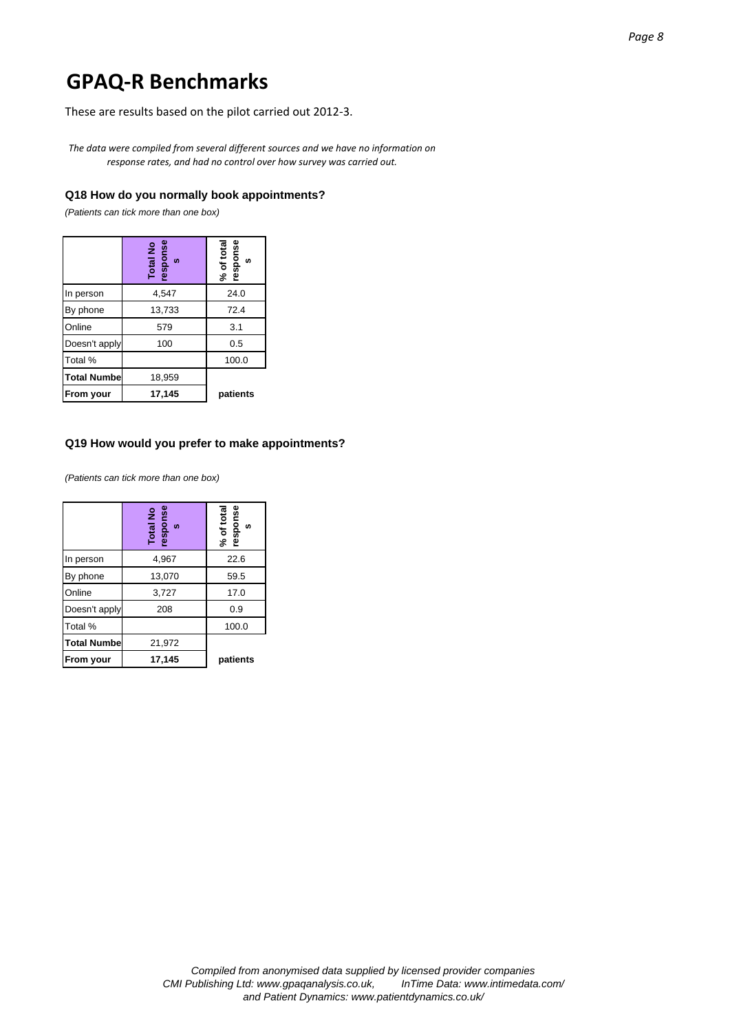# GPAQ-R Benchmarks

These are results based on the pilot carried out 2012-3.

*The data were compiled from several different sources and we have no information on response rates, and had no control over how survey was carried out.*

### Q18 How do you normally book appointments?

*(Patients can tick more than one box)*

| | Total No responses | % of total responses |
|---|---|---|
| In person | 4,547 | 24.0 |
| By phone | 13,733 | 72.4 |
| Online | 579 | 3.1 |
| Doesn't apply | 100 | 0.5 |
| Total % | | 100.0 |
| **Total Numbe** | 18,959 | |
| **From your** | **17,145** | **patients** |

### Q19 How would you prefer to make appointments?

*(Patients can tick more than one box)*

| | Total No responses | % of total responses |
|---|---|---|
| In person | 4,967 | 22.6 |
| By phone | 13,070 | 59.5 |
| Online | 3,727 | 17.0 |
| Doesn't apply | 208 | 0.9 |
| Total % | | 100.0 |
| **Total Numbe** | 21,972 | |
| **From your** | **17,145** | **patients** |

*Compiled from anonymised data supplied by licensed provider companies*
*CMI Publishing Ltd: www.gpaqanalysis.co.uk, InTime Data: www.intimedata.com/*
*and Patient Dynamics: www.patientdynamics.co.uk/*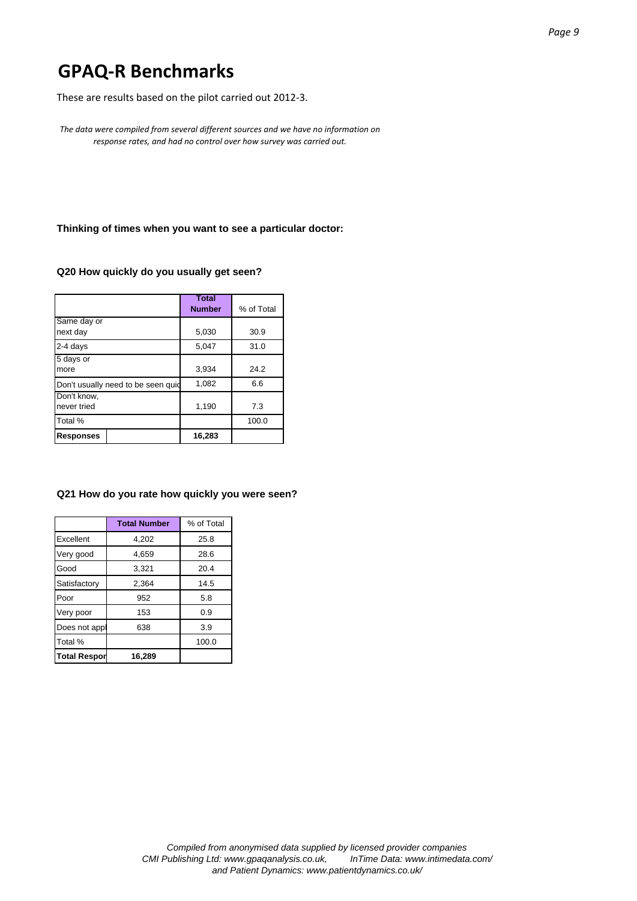# GPAQ-R Benchmarks

These are results based on the pilot carried out 2012-3.

*The data were compiled from several different sources and we have no information on response rates, and had no control over how survey was carried out.*

**Thinking of times when you want to see a particular doctor:**

**Q20 How quickly do you usually get seen?**

| | Total Number | % of Total |
|---|---|---|
| Same day or next day | 5,030 | 30.9 |
| 2-4 days | 5,047 | 31.0 |
| 5 days or more | 3,934 | 24.2 |
| Don't usually need to be seen quic | 1,082 | 6.6 |
| Don't know, never tried | 1,190 | 7.3 |
| Total % | | 100.0 |
| **Responses** | **16,283** | |

**Q21 How do you rate how quickly you were seen?**

| | Total Number | % of Total |
|---|---|---|
| Excellent | 4,202 | 25.8 |
| Very good | 4,659 | 28.6 |
| Good | 3,321 | 20.4 |
| Satisfactory | 2,364 | 14.5 |
| Poor | 952 | 5.8 |
| Very poor | 153 | 0.9 |
| Does not appl | 638 | 3.9 |
| Total % | | 100.0 |
| **Total Respor** | **16,289** | |

*Compiled from anonymised data supplied by licensed provider companies CMI Publishing Ltd: www.gpaqanalysis.co.uk, InTime Data: www.intimedata.com/ and Patient Dynamics: www.patientdynamics.co.uk/*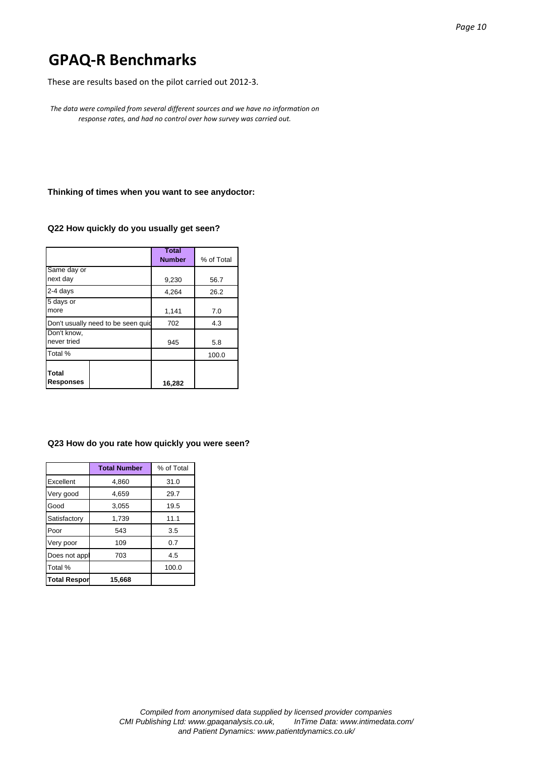# GPAQ-R Benchmarks

These are results based on the pilot carried out 2012-3.

*The data were compiled from several different sources and we have no information on response rates, and had no control over how survey was carried out.*

**Thinking of times when you want to see anydoctor:**

**Q22 How quickly do you usually get seen?**

| | Total Number | % of Total |
|---|---|---|
| Same day or next day | 9,230 | 56.7 |
| 2-4 days | 4,264 | 26.2 |
| 5 days or more | 1,141 | 7.0 |
| Don't usually need to be seen quic | 702 | 4.3 |
| Don't know, never tried | 945 | 5.8 |
| Total % | | 100.0 |
| **Total Responses** | **16,282** | |

**Q23 How do you rate how quickly you were seen?**

| | Total Number | % of Total |
|---|---|---|
| Excellent | 4,860 | 31.0 |
| Very good | 4,659 | 29.7 |
| Good | 3,055 | 19.5 |
| Satisfactory | 1,739 | 11.1 |
| Poor | 543 | 3.5 |
| Very poor | 109 | 0.7 |
| Does not appl | 703 | 4.5 |
| Total % | | 100.0 |
| **Total Respor** | **15,668** | |

*Compiled from anonymised data supplied by licensed provider companies CMI Publishing Ltd: www.gpaqanalysis.co.uk, InTime Data: www.intimedata.com/ and Patient Dynamics: www.patientdynamics.co.uk/*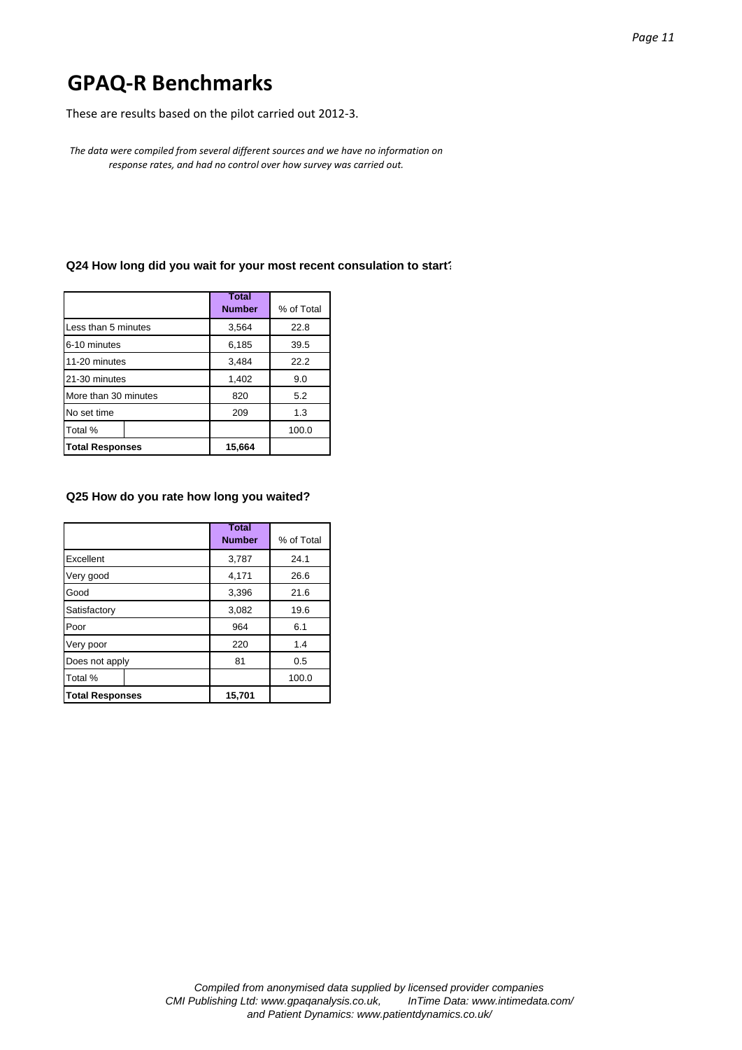# GPAQ-R Benchmarks

These are results based on the pilot carried out 2012-3.

*The data were compiled from several different sources and we have no information on response rates, and had no control over how survey was carried out.*

**Q24 How long did you wait for your most recent consulation to start?**

| | Total Number | % of Total |
|---|---|---|
| Less than 5 minutes | 3,564 | 22.8 |
| 6-10 minutes | 6,185 | 39.5 |
| 11-20 minutes | 3,484 | 22.2 |
| 21-30 minutes | 1,402 | 9.0 |
| More than 30 minutes | 820 | 5.2 |
| No set time | 209 | 1.3 |
| Total % | | 100.0 |
| **Total Responses** | **15,664** | |

**Q25 How do you rate how long you waited?**

| | Total Number | % of Total |
|---|---|---|
| Excellent | 3,787 | 24.1 |
| Very good | 4,171 | 26.6 |
| Good | 3,396 | 21.6 |
| Satisfactory | 3,082 | 19.6 |
| Poor | 964 | 6.1 |
| Very poor | 220 | 1.4 |
| Does not apply | 81 | 0.5 |
| Total % | | 100.0 |
| **Total Responses** | **15,701** | |

*Compiled from anonymised data supplied by licensed provider companies CMI Publishing Ltd: www.gpaqanalysis.co.uk, InTime Data: www.intimedata.com/ and Patient Dynamics: www.patientdynamics.co.uk/*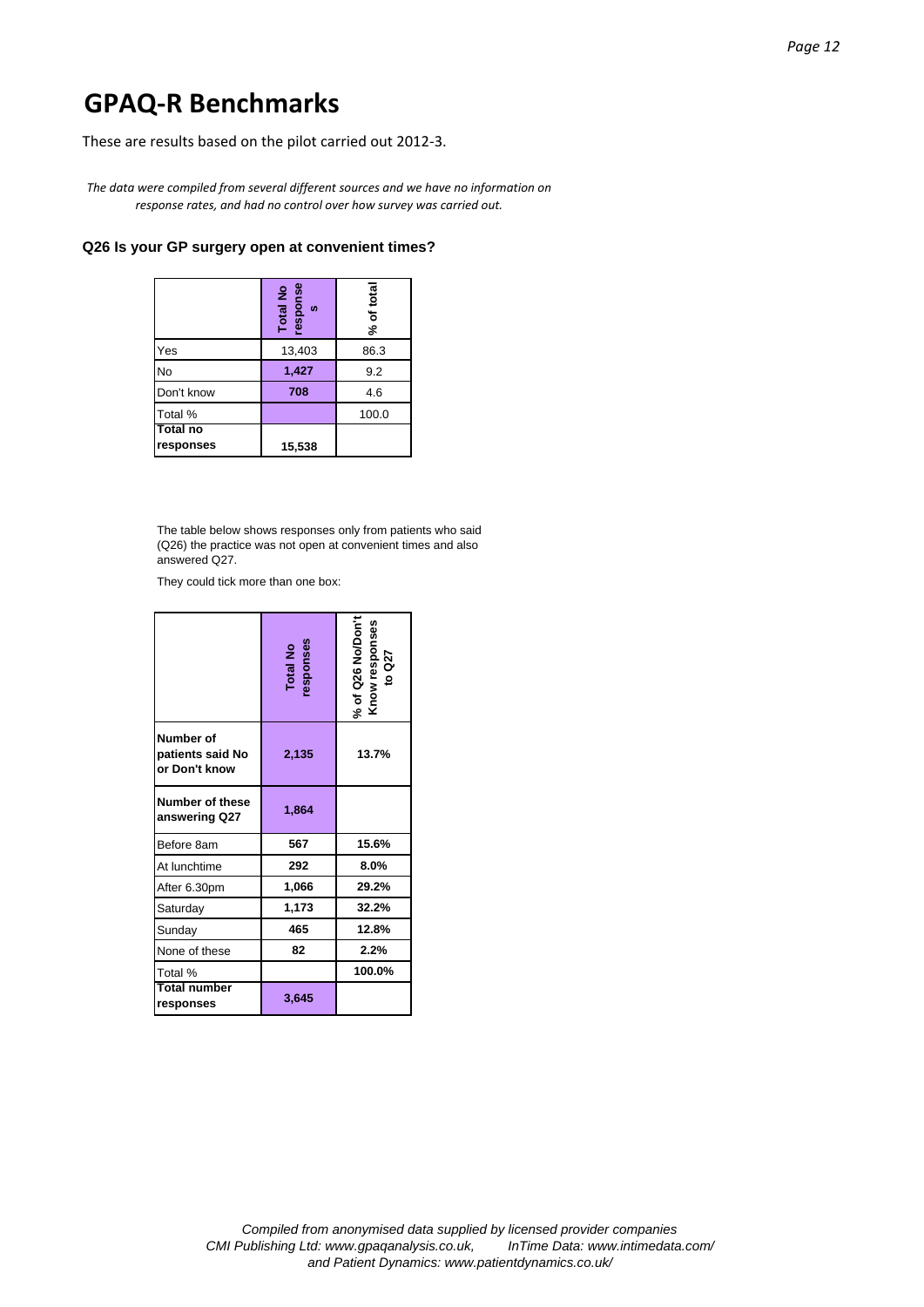# GPAQ-R Benchmarks

These are results based on the pilot carried out 2012-3.

*The data were compiled from several different sources and we have no information on response rates, and had no control over how survey was carried out.*

### Q26 Is your GP surgery open at convenient times?

| | Total No responses | % of total |
|---|---|---|
| Yes | 13,403 | 86.3 |
| No | **1,427** | 9.2 |
| Don't know | **708** | 4.6 |
| Total % | | 100.0 |
| **Total no responses** | **15,538** | |

The table below shows responses only from patients who said (Q26) the practice was not open at convenient times and also answered Q27.

They could tick more than one box:

| | Total No responses | % of Q26 No/Don't Know responses to Q27 |
|---|---|---|
| **Number of patients said No or Don't know** | **2,135** | **13.7%** |
| **Number of these answering Q27** | **1,864** | |
| Before 8am | **567** | **15.6%** |
| At lunchtime | **292** | **8.0%** |
| After 6.30pm | **1,066** | **29.2%** |
| Saturday | **1,173** | **32.2%** |
| Sunday | **465** | **12.8%** |
| None of these | **82** | **2.2%** |
| Total % | | **100.0%** |
| **Total number responses** | **3,645** | |

*Compiled from anonymised data supplied by licensed provider companies*
*CMI Publishing Ltd: www.gpaqanalysis.co.uk, InTime Data: www.intimedata.com/ and Patient Dynamics: www.patientdynamics.co.uk/*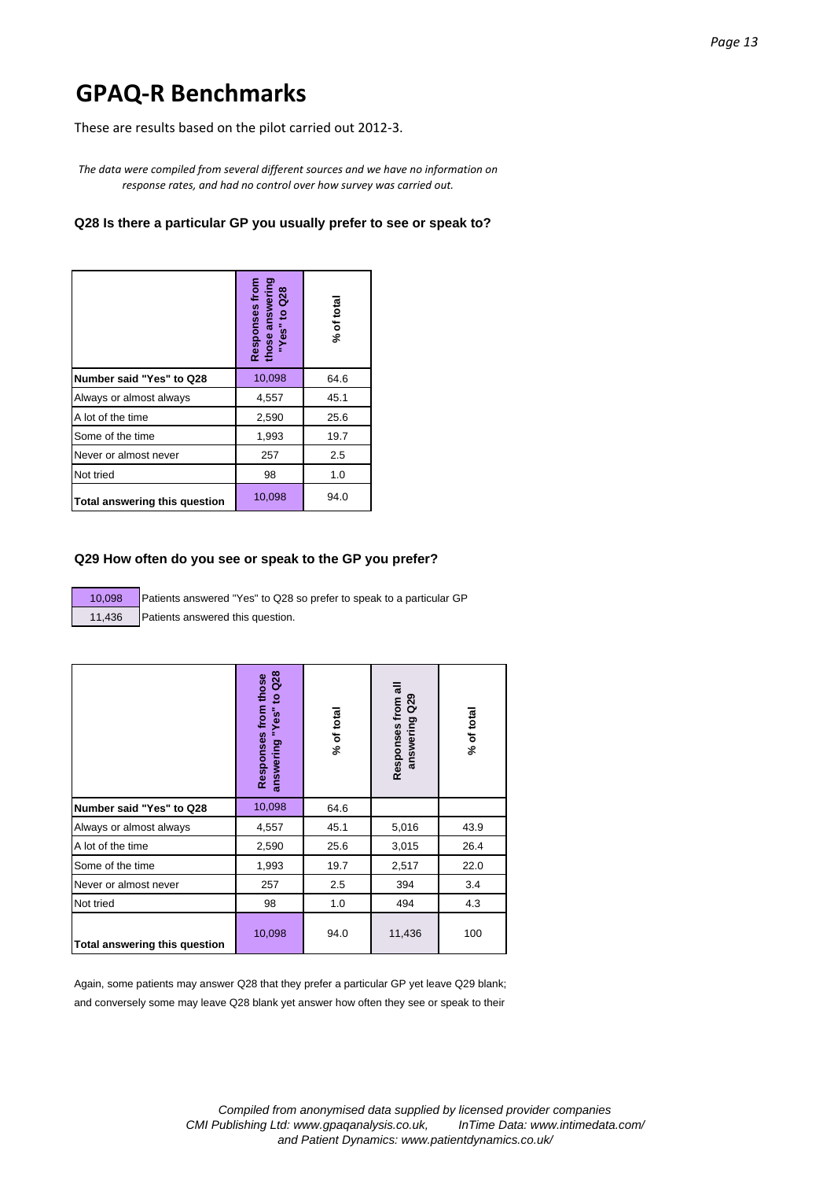# GPAQ-R Benchmarks

These are results based on the pilot carried out 2012-3.

*The data were compiled from several different sources and we have no information on response rates, and had no control over how survey was carried out.*

**Q28 Is there a particular GP you usually prefer to see or speak to?**

| | Responses from those answering "Yes" to Q28 | % of total |
|---|---|---|
| **Number said "Yes" to Q28** | 10,098 | 64.6 |
| Always or almost always | 4,557 | 45.1 |
| A lot of the time | 2,590 | 25.6 |
| Some of the time | 1,993 | 19.7 |
| Never or almost never | 257 | 2.5 |
| Not tried | 98 | 1.0 |
| **Total answering this question** | 10,098 | 94.0 |

**Q29 How often do you see or speak to the GP you prefer?**

| | |
|---|---|
| 10,098 | Patients answered "Yes" to Q28 so prefer to speak to a particular GP |
| 11,436 | Patients answered this question. |

| | Responses from those answering "Yes" to Q28 | % of total | Responses from all answering Q29 | % of total |
|---|---|---|---|---|
| **Number said "Yes" to Q28** | 10,098 | 64.6 | | |
| Always or almost always | 4,557 | 45.1 | 5,016 | 43.9 |
| A lot of the time | 2,590 | 25.6 | 3,015 | 26.4 |
| Some of the time | 1,993 | 19.7 | 2,517 | 22.0 |
| Never or almost never | 257 | 2.5 | 394 | 3.4 |
| Not tried | 98 | 1.0 | 494 | 4.3 |
| **Total answering this question** | 10,098 | 94.0 | 11,436 | 100 |

Again, some patients may answer Q28 that they prefer a particular GP yet leave Q29 blank; and conversely some may leave Q28 blank yet answer how often they see or speak to their

*Compiled from anonymised data supplied by licensed provider companies CMI Publishing Ltd: www.gpaqanalysis.co.uk, InTime Data: www.intimedata.com/ and Patient Dynamics: www.patientdynamics.co.uk/*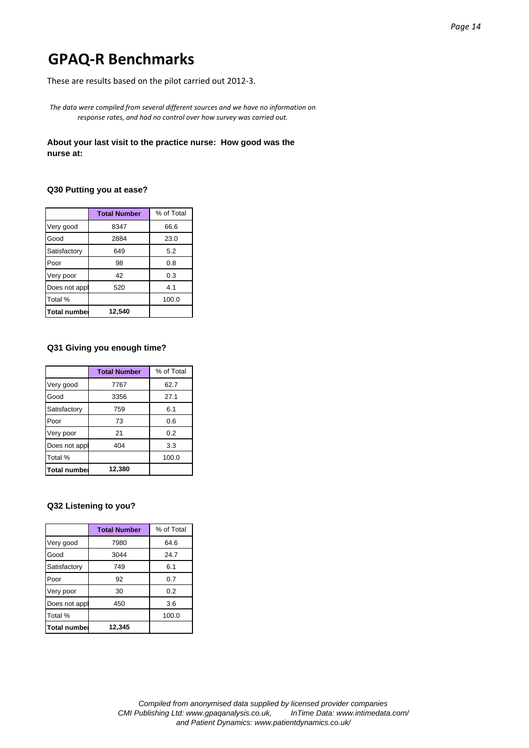# GPAQ-R Benchmarks

These are results based on the pilot carried out 2012-3.

*The data were compiled from several different sources and we have no information on response rates, and had no control over how survey was carried out.*

**About your last visit to the practice nurse: How good was the nurse at:**

**Q30 Putting you at ease?**

| | Total Number | % of Total |
|---|---|---|
| Very good | 8347 | 66.6 |
| Good | 2884 | 23.0 |
| Satisfactory | 649 | 5.2 |
| Poor | 98 | 0.8 |
| Very poor | 42 | 0.3 |
| Does not appl | 520 | 4.1 |
| Total % | | 100.0 |
| **Total number** | **12,540** | |

**Q31 Giving you enough time?**

| | Total Number | % of Total |
|---|---|---|
| Very good | 7767 | 62.7 |
| Good | 3356 | 27.1 |
| Satisfactory | 759 | 6.1 |
| Poor | 73 | 0.6 |
| Very poor | 21 | 0.2 |
| Does not appl | 404 | 3.3 |
| Total % | | 100.0 |
| **Total number** | **12,380** | |

**Q32 Listening to you?**

| | Total Number | % of Total |
|---|---|---|
| Very good | 7980 | 64.6 |
| Good | 3044 | 24.7 |
| Satisfactory | 749 | 6.1 |
| Poor | 92 | 0.7 |
| Very poor | 30 | 0.2 |
| Does not appl | 450 | 3.6 |
| Total % | | 100.0 |
| **Total number** | **12,345** | |

*Compiled from anonymised data supplied by licensed provider companies CMI Publishing Ltd: www.gpaqanalysis.co.uk, InTime Data: www.intimedata.com/ and Patient Dynamics: www.patientdynamics.co.uk/*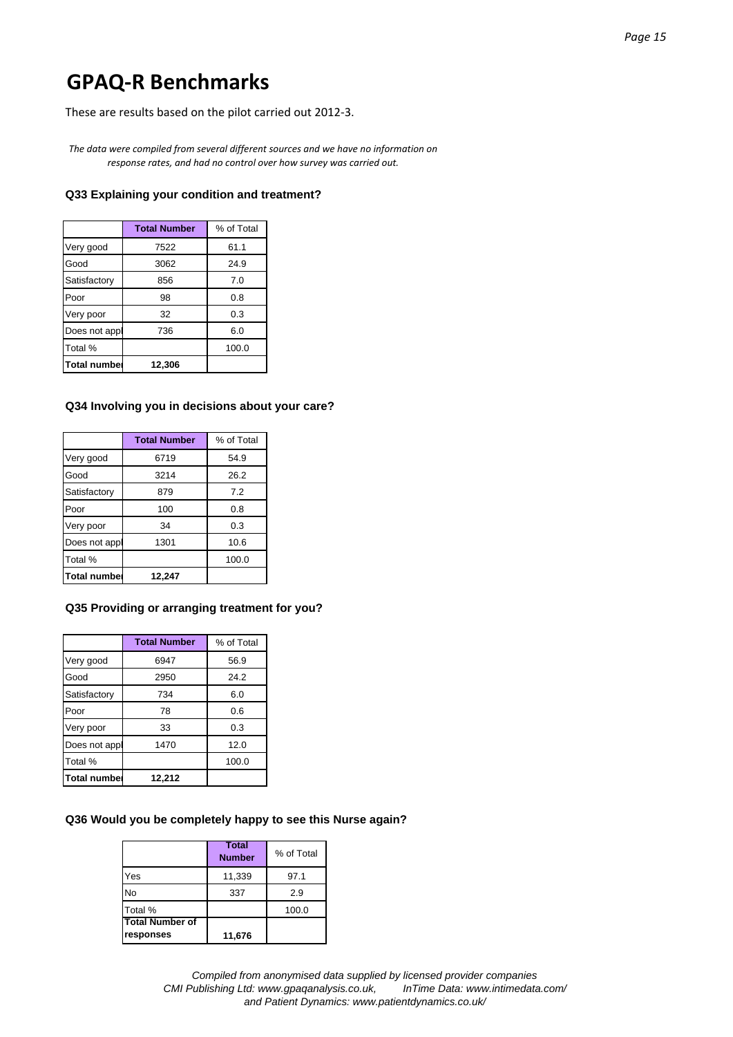# GPAQ-R Benchmarks

These are results based on the pilot carried out 2012-3.

*The data were compiled from several different sources and we have no information on response rates, and had no control over how survey was carried out.*

### Q33 Explaining your condition and treatment?

| | Total Number | % of Total |
|---|---|---|
| Very good | 7522 | 61.1 |
| Good | 3062 | 24.9 |
| Satisfactory | 856 | 7.0 |
| Poor | 98 | 0.8 |
| Very poor | 32 | 0.3 |
| Does not appl | 736 | 6.0 |
| Total % | | 100.0 |
| **Total number** | **12,306** | |

### Q34 Involving you in decisions about your care?

| | Total Number | % of Total |
|---|---|---|
| Very good | 6719 | 54.9 |
| Good | 3214 | 26.2 |
| Satisfactory | 879 | 7.2 |
| Poor | 100 | 0.8 |
| Very poor | 34 | 0.3 |
| Does not appl | 1301 | 10.6 |
| Total % | | 100.0 |
| **Total number** | **12,247** | |

### Q35 Providing or arranging treatment for you?

| | Total Number | % of Total |
|---|---|---|
| Very good | 6947 | 56.9 |
| Good | 2950 | 24.2 |
| Satisfactory | 734 | 6.0 |
| Poor | 78 | 0.6 |
| Very poor | 33 | 0.3 |
| Does not appl | 1470 | 12.0 |
| Total % | | 100.0 |
| **Total number** | **12,212** | |

### Q36 Would you be completely happy to see this Nurse again?

| | Total Number | % of Total |
|---|---|---|
| Yes | 11,339 | 97.1 |
| No | 337 | 2.9 |
| Total % | | 100.0 |
| **Total Number of responses** | **11,676** | |

*Compiled from anonymised data supplied by licensed provider companies CMI Publishing Ltd: www.gpaqanalysis.co.uk, InTime Data: www.intimedata.com/ and Patient Dynamics: www.patientdynamics.co.uk/*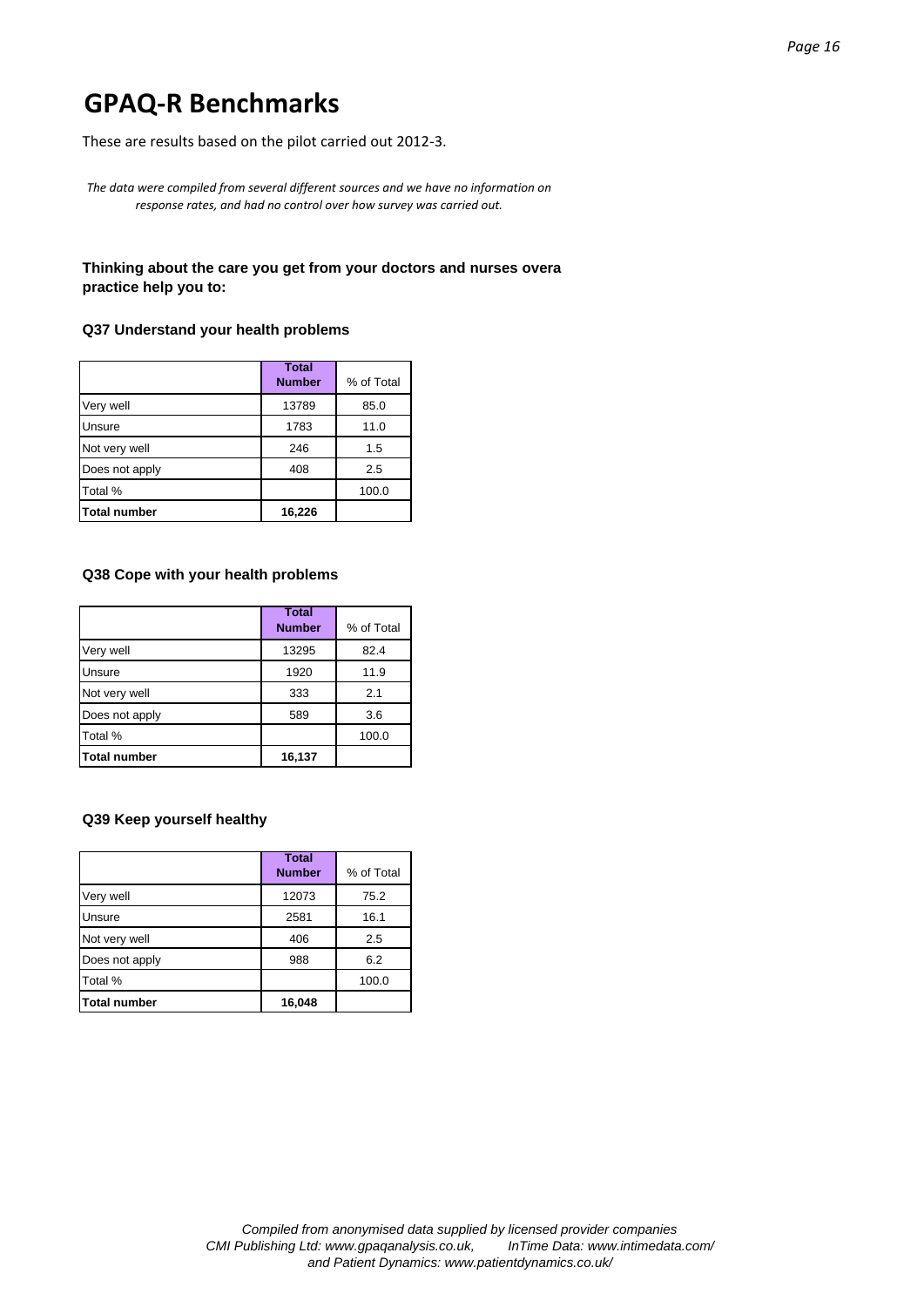# GPAQ-R Benchmarks

These are results based on the pilot carried out 2012-3.

*The data were compiled from several different sources and we have no information on response rates, and had no control over how survey was carried out.*

**Thinking about the care you get from your doctors and nurses overa practice help you to:**

### Q37 Understand your health problems

| | Total Number | % of Total |
|---|---|---|
| Very well | 13789 | 85.0 |
| Unsure | 1783 | 11.0 |
| Not very well | 246 | 1.5 |
| Does not apply | 408 | 2.5 |
| Total % | | 100.0 |
| **Total number** | **16,226** | |

### Q38 Cope with your health problems

| | Total Number | % of Total |
|---|---|---|
| Very well | 13295 | 82.4 |
| Unsure | 1920 | 11.9 |
| Not very well | 333 | 2.1 |
| Does not apply | 589 | 3.6 |
| Total % | | 100.0 |
| **Total number** | **16,137** | |

### Q39 Keep yourself healthy

| | Total Number | % of Total |
|---|---|---|
| Very well | 12073 | 75.2 |
| Unsure | 2581 | 16.1 |
| Not very well | 406 | 2.5 |
| Does not apply | 988 | 6.2 |
| Total % | | 100.0 |
| **Total number** | **16,048** | |

*Compiled from anonymised data supplied by licensed provider companies CMI Publishing Ltd: www.gpaqanalysis.co.uk, InTime Data: www.intimedata.com/ and Patient Dynamics: www.patientdynamics.co.uk/*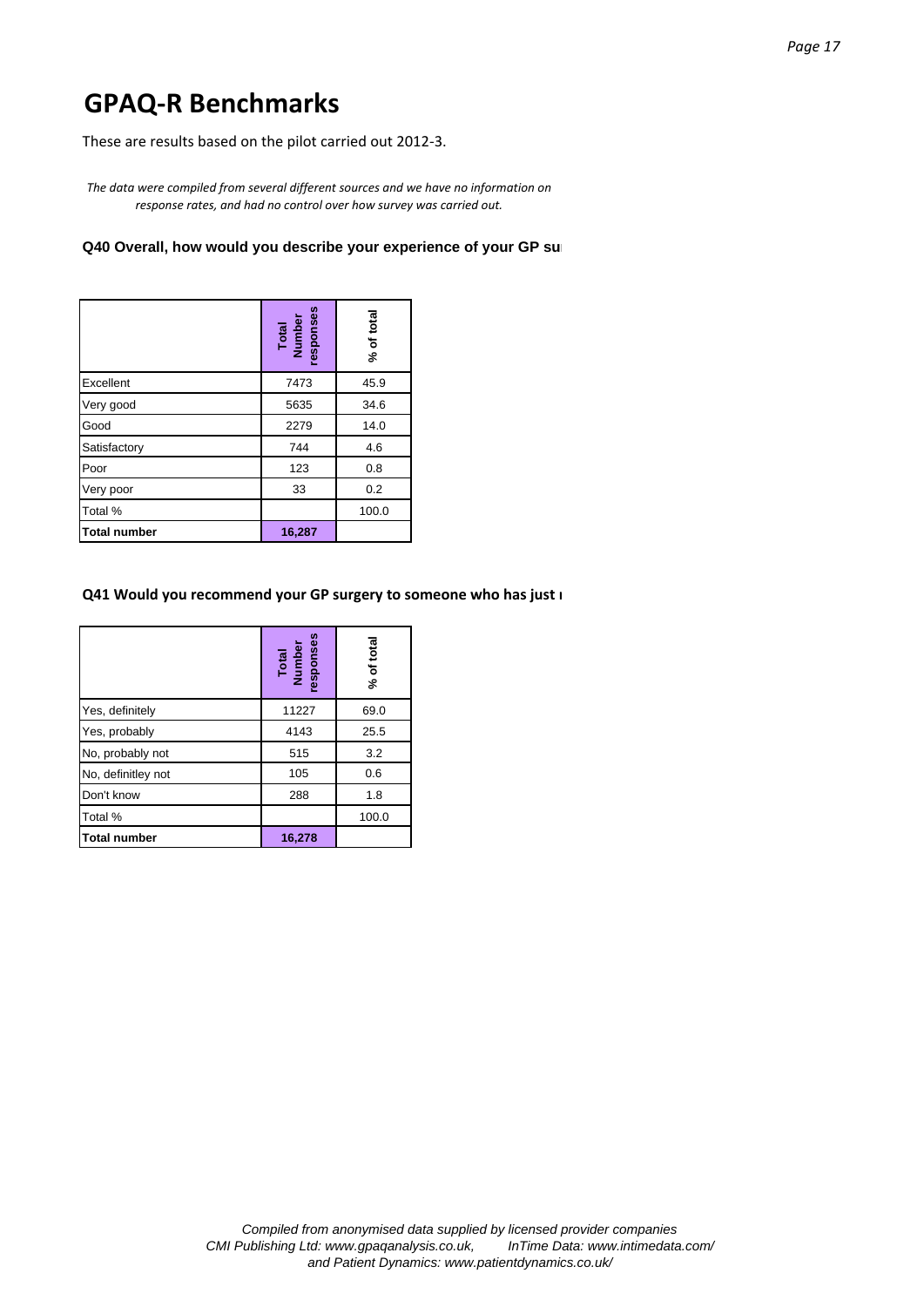# GPAQ-R Benchmarks

These are results based on the pilot carried out 2012-3.

*The data were compiled from several different sources and we have no information on response rates, and had no control over how survey was carried out.*

**Q40 Overall, how would you describe your experience of your GP su**

| | Total Number responses | % of total |
|---|---|---|
| Excellent | 7473 | 45.9 |
| Very good | 5635 | 34.6 |
| Good | 2279 | 14.0 |
| Satisfactory | 744 | 4.6 |
| Poor | 123 | 0.8 |
| Very poor | 33 | 0.2 |
| Total % | | 100.0 |
| **Total number** | **16,287** | |

**Q41 Would you recommend your GP surgery to someone who has just r**

| | Total Number responses | % of total |
|---|---|---|
| Yes, definitely | 11227 | 69.0 |
| Yes, probably | 4143 | 25.5 |
| No, probably not | 515 | 3.2 |
| No, definitley not | 105 | 0.6 |
| Don't know | 288 | 1.8 |
| Total % | | 100.0 |
| **Total number** | **16,278** | |

*Compiled from anonymised data supplied by licensed provider companies*
*CMI Publishing Ltd: www.gpaqanalysis.co.uk, InTime Data: www.intimedata.com/*
*and Patient Dynamics: www.patientdynamics.co.uk/*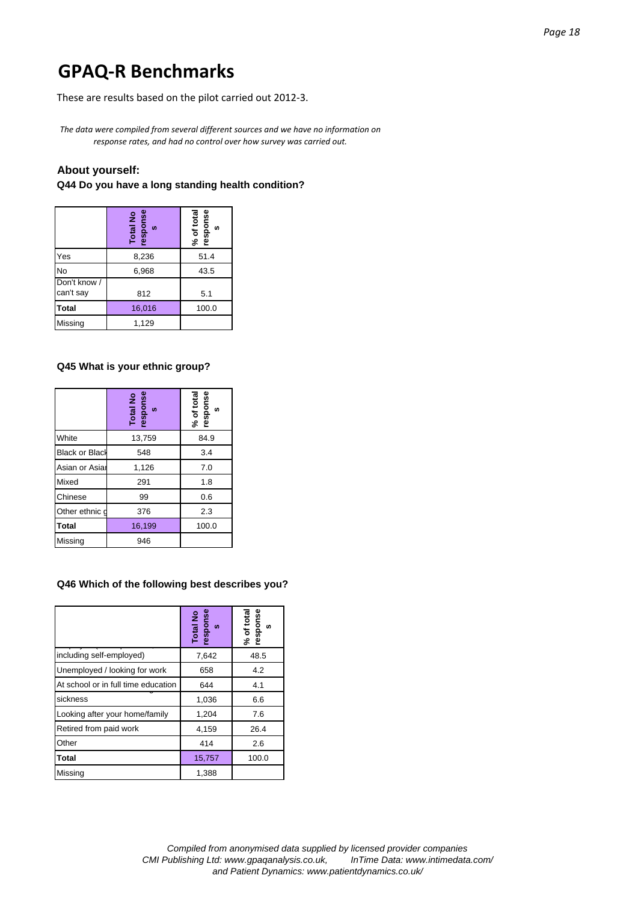# GPAQ-R Benchmarks

These are results based on the pilot carried out 2012-3.

*The data were compiled from several different sources and we have no information on response rates, and had no control over how survey was carried out.*

**About yourself:**

**Q44 Do you have a long standing health condition?**

| | Total No responses | % of total responses |
|---|---|---|
| Yes | 8,236 | 51.4 |
| No | 6,968 | 43.5 |
| Don't know / can't say | 812 | 5.1 |
| **Total** | 16,016 | 100.0 |
| Missing | 1,129 | |

**Q45 What is your ethnic group?**

| | Total No responses | % of total responses |
|---|---|---|
| White | 13,759 | 84.9 |
| Black or Black | 548 | 3.4 |
| Asian or Asian | 1,126 | 7.0 |
| Mixed | 291 | 1.8 |
| Chinese | 99 | 0.6 |
| Other ethnic g | 376 | 2.3 |
| **Total** | 16,199 | 100.0 |
| Missing | 946 | |

**Q46 Which of the following best describes you?**

| | Total No responses | % of total responses |
|---|---|---|
| including self-employed) | 7,642 | 48.5 |
| Unemployed / looking for work | 658 | 4.2 |
| At school or in full time education | 644 | 4.1 |
| sickness | 1,036 | 6.6 |
| Looking after your home/family | 1,204 | 7.6 |
| Retired from paid work | 4,159 | 26.4 |
| Other | 414 | 2.6 |
| **Total** | 15,757 | 100.0 |
| Missing | 1,388 | |

*Compiled from anonymised data supplied by licensed provider companies*
*CMI Publishing Ltd: www.gpaqanalysis.co.uk, InTime Data: www.intimedata.com/ and Patient Dynamics: www.patientdynamics.co.uk/*